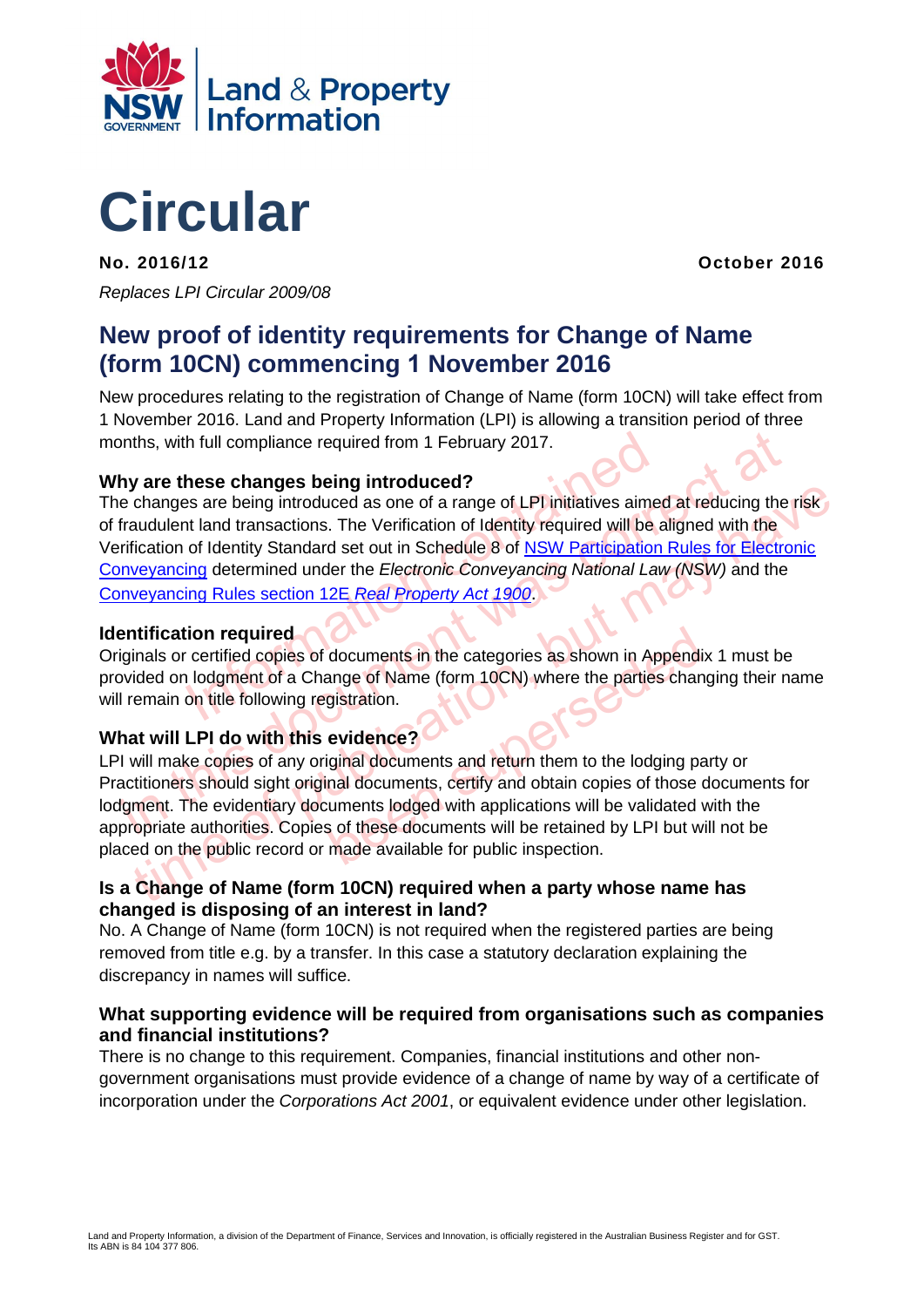# Circular

**No. 2016/12** **October 2016**

*Replaces LPI Circular 2009/08*

## New proof of identity requirements for Change of Name (form 10CN) commencing 1 November 2016

New procedures relating to the registration of Change of Name (form 10CN) will take effect from 1 November 2016. Land and Property Information (LPI) is allowing a transition period of three months, with full compliance required from 1 February 2017.

### Why are these changes being introduced?

The changes are being introduced as one of a range of LPI initiatives aimed at reducing the risk of fraudulent land transactions. The Verification of Identity required will be aligned with the Verification of Identity Standard set out in Schedule 8 of NSW Participation Rules for Electronic Conveyancing determined under the *Electronic Conveyancing National Law (NSW)* and the Conveyancing Rules section 12E *Real Property Act 1900*.

### Identification required

Originals or certified copies of documents in the categories as shown in Appendix 1 must be provided on lodgment of a Change of Name (form 10CN) where the parties changing their name will remain on title following registration.

### What will LPI do with this evidence?

LPI will make copies of any original documents and return them to the lodging party or Practitioners should sight original documents, certify and obtain copies of those documents for lodgment. The evidentiary documents lodged with applications will be validated with the appropriate authorities. Copies of these documents will be retained by LPI but will not be placed on the public record or made available for public inspection.

### Is a Change of Name (form 10CN) required when a party whose name has changed is disposing of an interest in land?

No. A Change of Name (form 10CN) is not required when the registered parties are being removed from title e.g. by a transfer. In this case a statutory declaration explaining the discrepancy in names will suffice.

### What supporting evidence will be required from organisations such as companies and financial institutions?

There is no change to this requirement. Companies, financial institutions and other non-government organisations must provide evidence of a change of name by way of a certificate of incorporation under the *Corporations Act 2001*, or equivalent evidence under other legislation.

Land and Property Information, a division of the Department of Finance, Services and Innovation, is officially registered in the Australian Business Register and for GST. Its ABN is 84 104 377 806.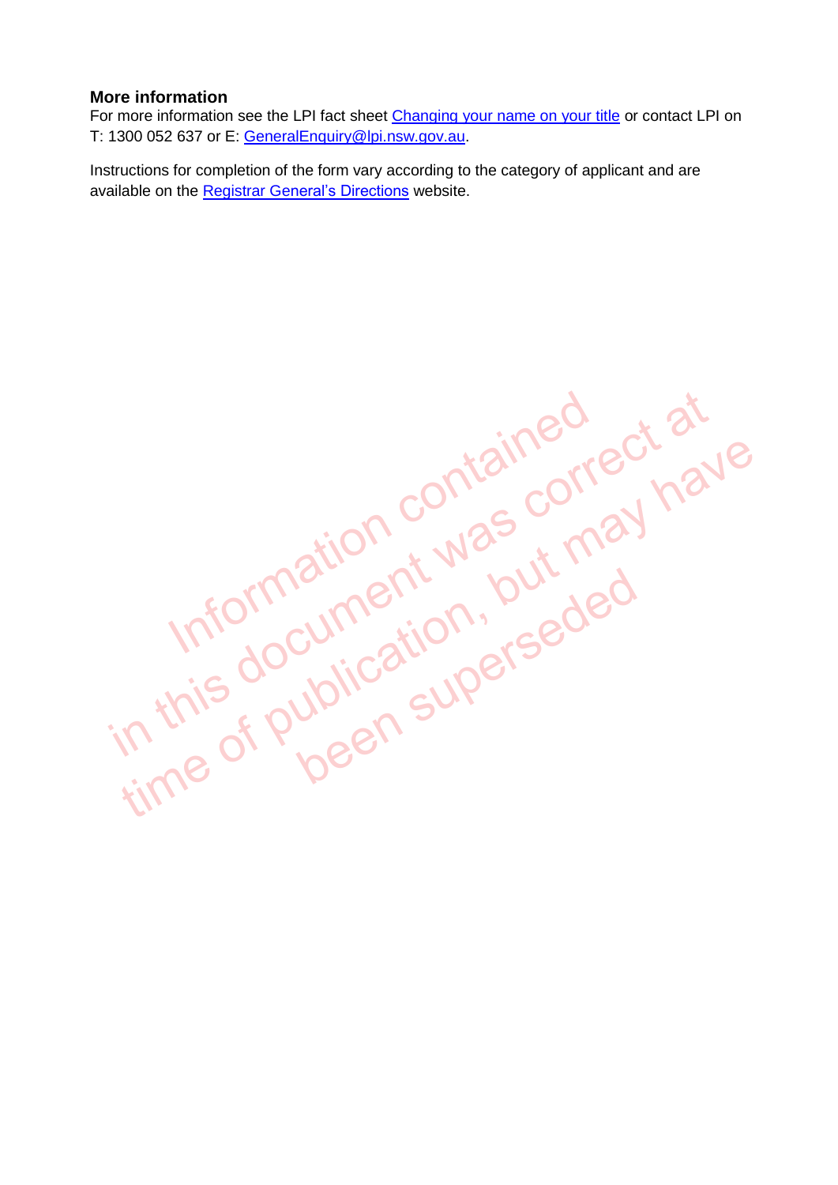**More information**

For more information see the LPI fact sheet [Changing your name on your title](#) or contact LPI on T: 1300 052 637 or E: [GeneralEnquiry@lpi.nsw.gov.au](mailto:GeneralEnquiry@lpi.nsw.gov.au).

Instructions for completion of the form vary according to the category of applicant and are available on the [Registrar General's Directions](#) website.

Information contained in this document was correct at time of publication, but may have been superseded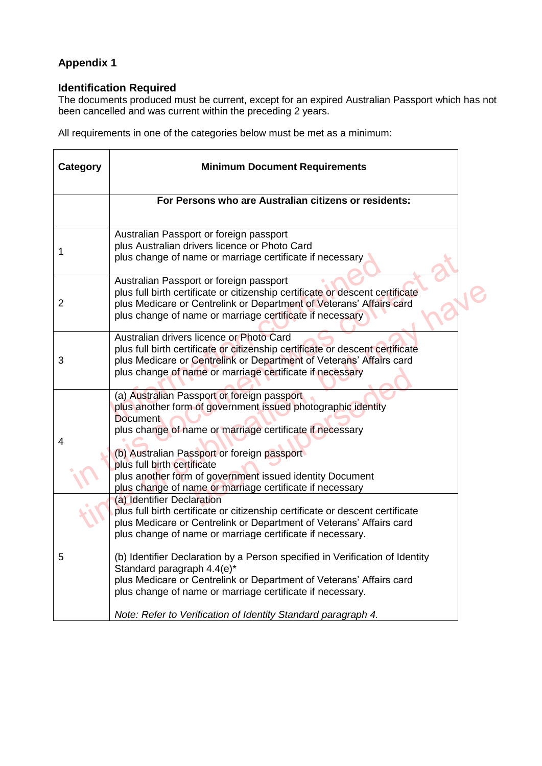## Appendix 1

### Identification Required

The documents produced must be current, except for an expired Australian Passport which has not been cancelled and was current within the preceding 2 years.

All requirements in one of the categories below must be met as a minimum:

| Category | Minimum Document Requirements |
|---|---|
| | **For Persons who are Australian citizens or residents:** |
| 1 | Australian Passport or foreign passport<br>plus Australian drivers licence or Photo Card<br>plus change of name or marriage certificate if necessary |
| 2 | Australian Passport or foreign passport<br>plus full birth certificate or citizenship certificate or descent certificate<br>plus Medicare or Centrelink or Department of Veterans' Affairs card<br>plus change of name or marriage certificate if necessary |
| 3 | Australian drivers licence or Photo Card<br>plus full birth certificate or citizenship certificate or descent certificate<br>plus Medicare or Centrelink or Department of Veterans' Affairs card<br>plus change of name or marriage certificate if necessary |
| 4 | (a) Australian Passport or foreign passport<br>plus another form of government issued photographic identity Document<br>plus change of name or marriage certificate if necessary<br><br>(b) Australian Passport or foreign passport<br>plus full birth certificate<br>plus another form of government issued identity Document<br>plus change of name or marriage certificate if necessary |
| 5 | (a) Identifier Declaration<br>plus full birth certificate or citizenship certificate or descent certificate<br>plus Medicare or Centrelink or Department of Veterans' Affairs card<br>plus change of name or marriage certificate if necessary.<br><br>(b) Identifier Declaration by a Person specified in Verification of Identity Standard paragraph 4.4(e)*<br>plus Medicare or Centrelink or Department of Veterans' Affairs card<br>plus change of name or marriage certificate if necessary.<br><br>*Note: Refer to Verification of Identity Standard paragraph 4.* |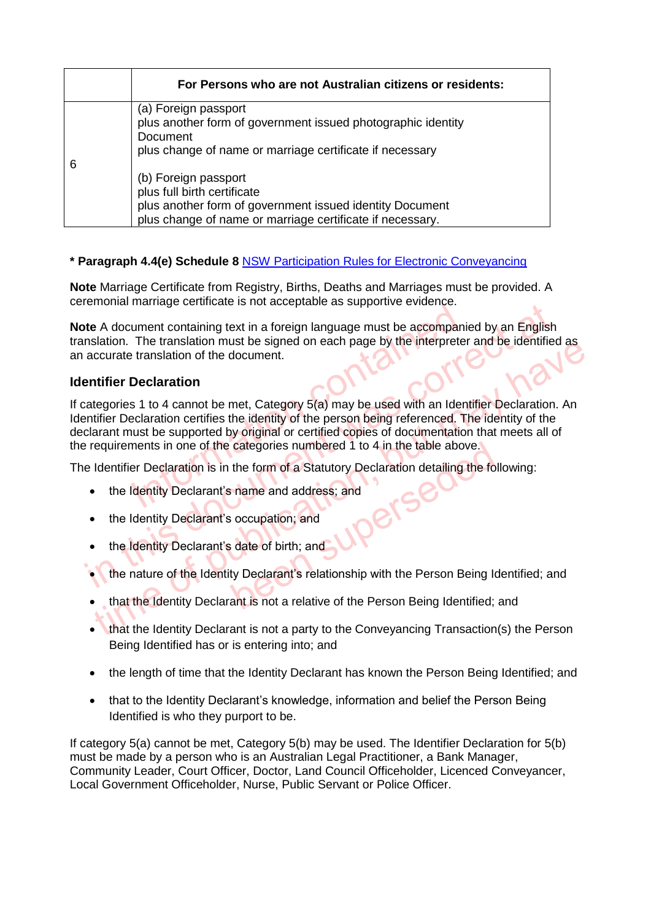| | For Persons who are not Australian citizens or residents: |
|---|---|
| 6 | (a) Foreign passport<br>plus another form of government issued photographic identity Document<br>plus change of name or marriage certificate if necessary<br><br>(b) Foreign passport<br>plus full birth certificate<br>plus another form of government issued identity Document<br>plus change of name or marriage certificate if necessary. |

**\* Paragraph 4.4(e) Schedule 8** [NSW Participation Rules for Electronic Conveyancing]

**Note** Marriage Certificate from Registry, Births, Deaths and Marriages must be provided. A ceremonial marriage certificate is not acceptable as supportive evidence.

**Note** A document containing text in a foreign language must be accompanied by an English translation. The translation must be signed on each page by the interpreter and be identified as an accurate translation of the document.

## Identifier Declaration

If categories 1 to 4 cannot be met, Category 5(a) may be used with an Identifier Declaration. An Identifier Declaration certifies the identity of the person being referenced. The identity of the declarant must be supported by original or certified copies of documentation that meets all of the requirements in one of the categories numbered 1 to 4 in the table above.

The Identifier Declaration is in the form of a Statutory Declaration detailing the following:

- the Identity Declarant's name and address; and
- the Identity Declarant's occupation; and
- the Identity Declarant's date of birth; and
- the nature of the Identity Declarant's relationship with the Person Being Identified; and
- that the Identity Declarant is not a relative of the Person Being Identified; and
- that the Identity Declarant is not a party to the Conveyancing Transaction(s) the Person Being Identified has or is entering into; and
- the length of time that the Identity Declarant has known the Person Being Identified; and
- that to the Identity Declarant's knowledge, information and belief the Person Being Identified is who they purport to be.

If category 5(a) cannot be met, Category 5(b) may be used. The Identifier Declaration for 5(b) must be made by a person who is an Australian Legal Practitioner, a Bank Manager, Community Leader, Court Officer, Doctor, Land Council Officeholder, Licenced Conveyancer, Local Government Officeholder, Nurse, Public Servant or Police Officer.